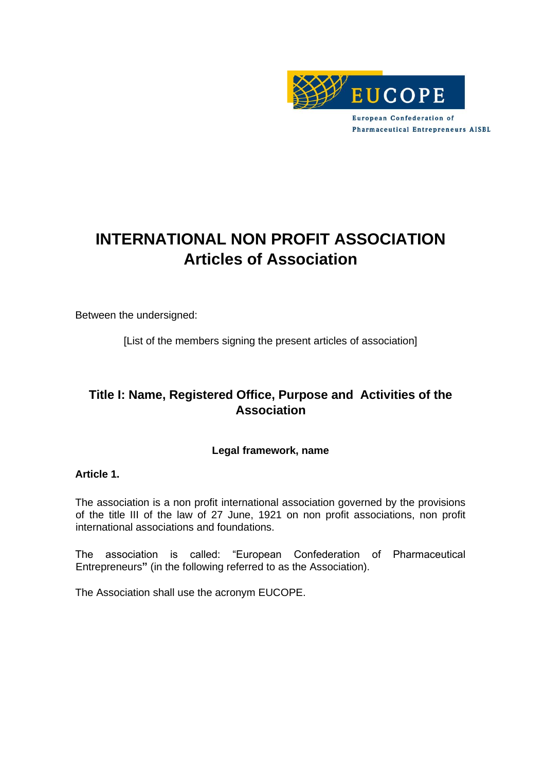EUCOPE

European Confederation of Pharmaceutical Entrepreneurs AISBL

# INTERNATIONAL NON PROFIT ASSOCIATION
# Articles of Association

Between the undersigned:

[List of the members signing the present articles of association]

## Title I: Name, Registered Office, Purpose and Activities of the Association

### Legal framework, name

**Article 1.**

The association is a non profit international association governed by the provisions of the title III of the law of 27 June, 1921 on non profit associations, non profit international associations and foundations.

The association is called: "European Confederation of Pharmaceutical Entrepreneurs**"** (in the following referred to as the Association).

The Association shall use the acronym EUCOPE.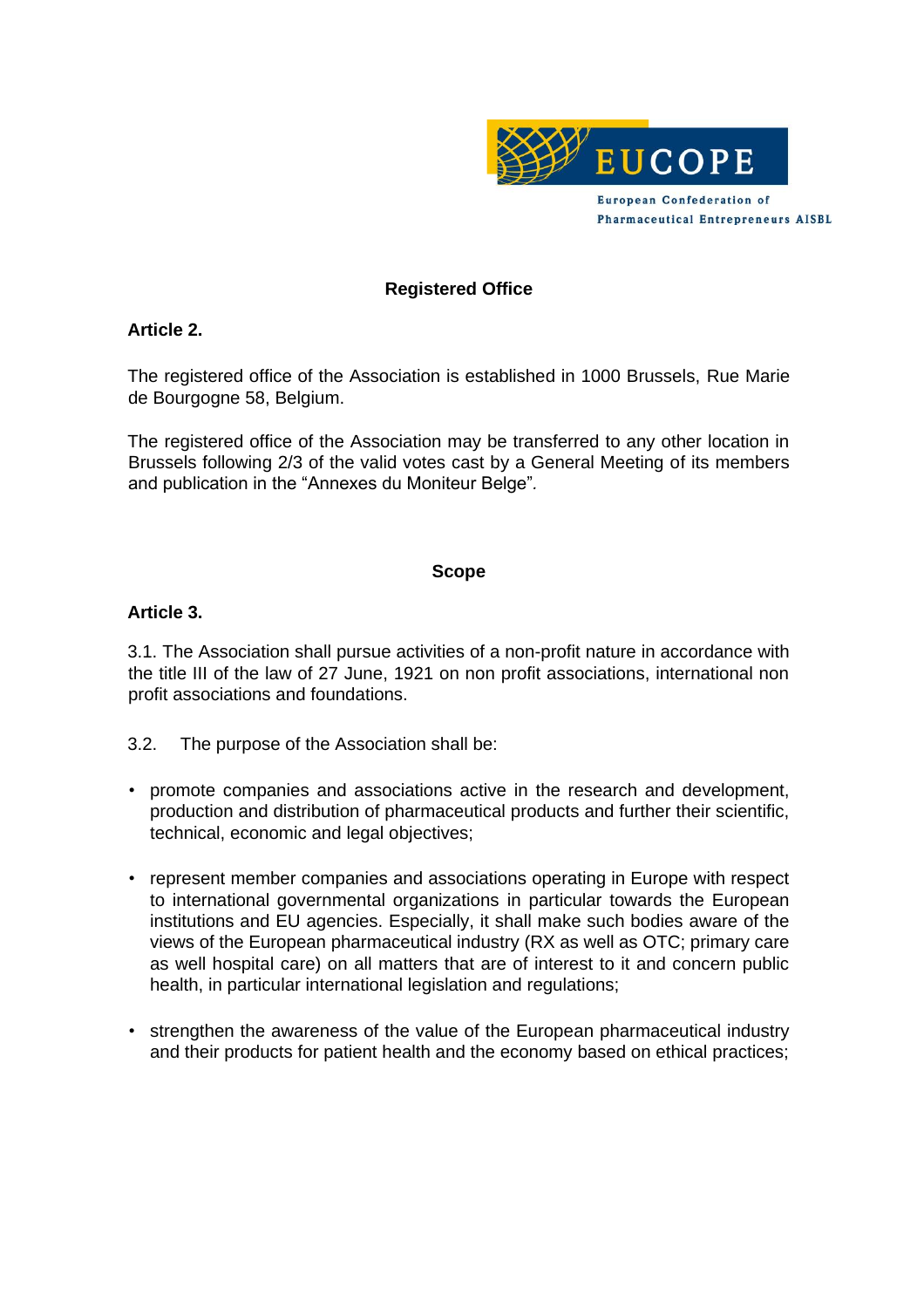## Registered Office

**Article 2.**

The registered office of the Association is established in 1000 Brussels, Rue Marie de Bourgogne 58, Belgium.

The registered office of the Association may be transferred to any other location in Brussels following 2/3 of the valid votes cast by a General Meeting of its members and publication in the "Annexes du Moniteur Belge".

## Scope

**Article 3.**

3.1. The Association shall pursue activities of a non-profit nature in accordance with the title III of the law of 27 June, 1921 on non profit associations, international non profit associations and foundations.

3.2. The purpose of the Association shall be:

- promote companies and associations active in the research and development, production and distribution of pharmaceutical products and further their scientific, technical, economic and legal objectives;
- represent member companies and associations operating in Europe with respect to international governmental organizations in particular towards the European institutions and EU agencies. Especially, it shall make such bodies aware of the views of the European pharmaceutical industry (RX as well as OTC; primary care as well hospital care) on all matters that are of interest to it and concern public health, in particular international legislation and regulations;
- strengthen the awareness of the value of the European pharmaceutical industry and their products for patient health and the economy based on ethical practices;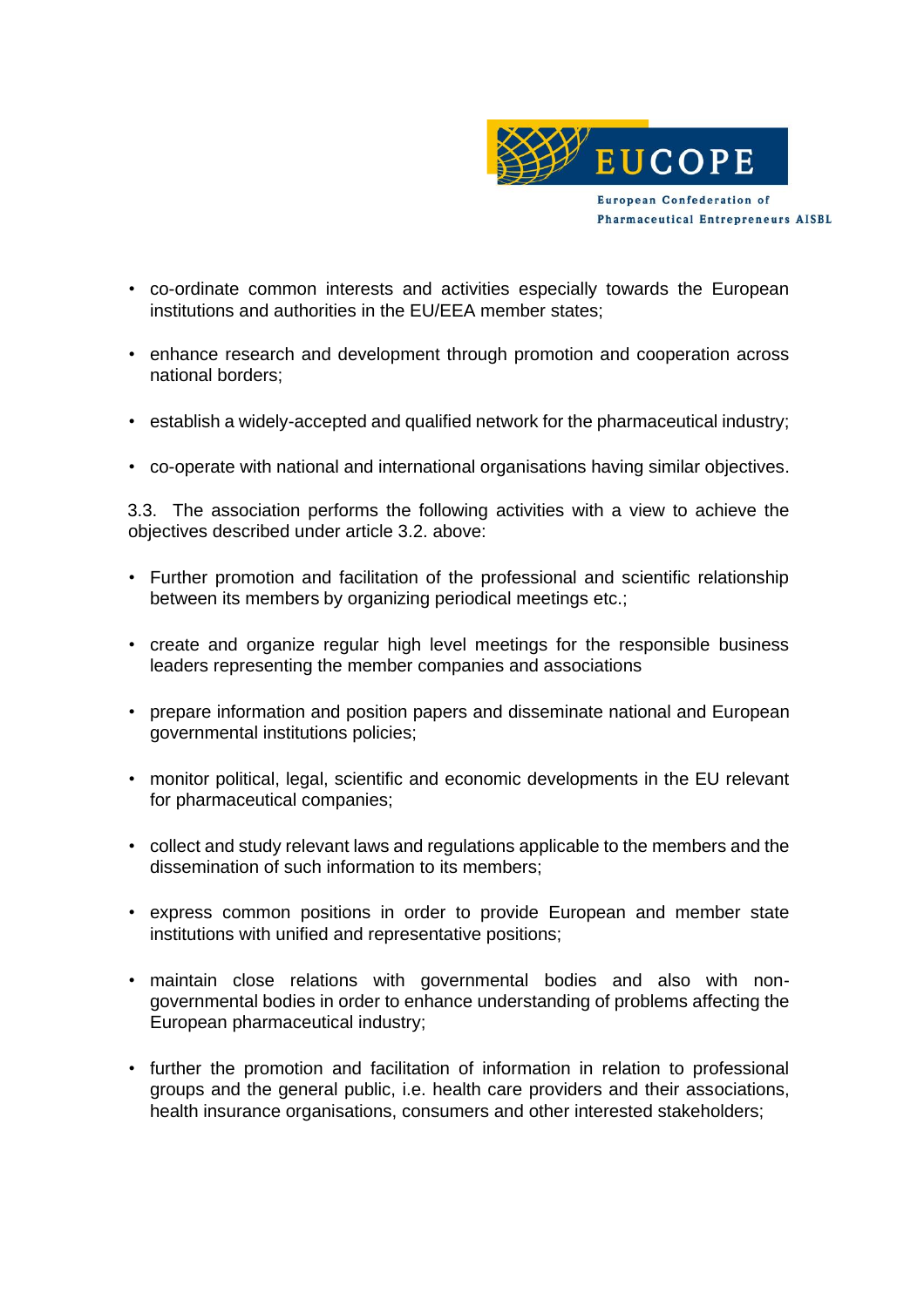- co-ordinate common interests and activities especially towards the European institutions and authorities in the EU/EEA member states;
- enhance research and development through promotion and cooperation across national borders;
- establish a widely-accepted and qualified network for the pharmaceutical industry;
- co-operate with national and international organisations having similar objectives.

3.3. The association performs the following activities with a view to achieve the objectives described under article 3.2. above:

- Further promotion and facilitation of the professional and scientific relationship between its members by organizing periodical meetings etc.;
- create and organize regular high level meetings for the responsible business leaders representing the member companies and associations
- prepare information and position papers and disseminate national and European governmental institutions policies;
- monitor political, legal, scientific and economic developments in the EU relevant for pharmaceutical companies;
- collect and study relevant laws and regulations applicable to the members and the dissemination of such information to its members;
- express common positions in order to provide European and member state institutions with unified and representative positions;
- maintain close relations with governmental bodies and also with non-governmental bodies in order to enhance understanding of problems affecting the European pharmaceutical industry;
- further the promotion and facilitation of information in relation to professional groups and the general public, i.e. health care providers and their associations, health insurance organisations, consumers and other interested stakeholders;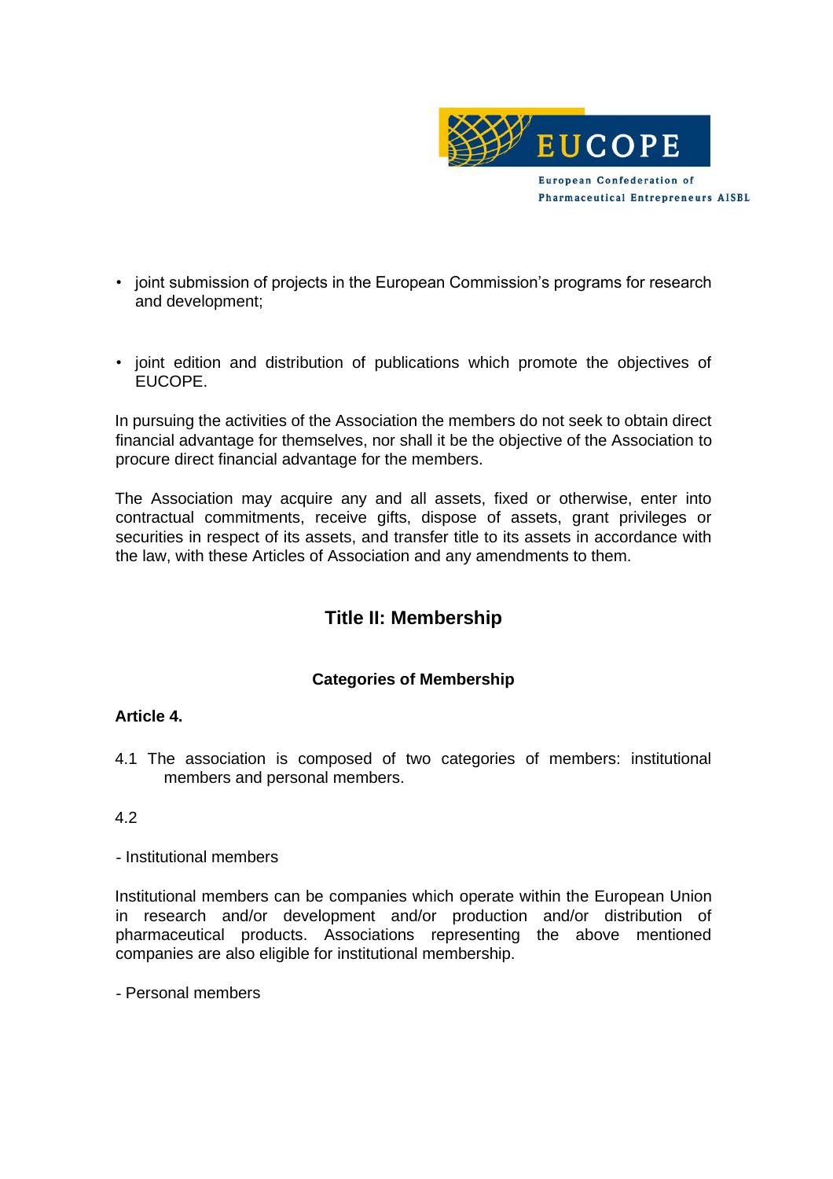- joint submission of projects in the European Commission's programs for research and development;

- joint edition and distribution of publications which promote the objectives of EUCOPE.

In pursuing the activities of the Association the members do not seek to obtain direct financial advantage for themselves, nor shall it be the objective of the Association to procure direct financial advantage for the members.

The Association may acquire any and all assets, fixed or otherwise, enter into contractual commitments, receive gifts, dispose of assets, grant privileges or securities in respect of its assets, and transfer title to its assets in accordance with the law, with these Articles of Association and any amendments to them.

## Title II: Membership

### Categories of Membership

**Article 4.**

4.1 The association is composed of two categories of members: institutional members and personal members.

4.2

- Institutional members

Institutional members can be companies which operate within the European Union in research and/or development and/or production and/or distribution of pharmaceutical products. Associations representing the above mentioned companies are also eligible for institutional membership.

- Personal members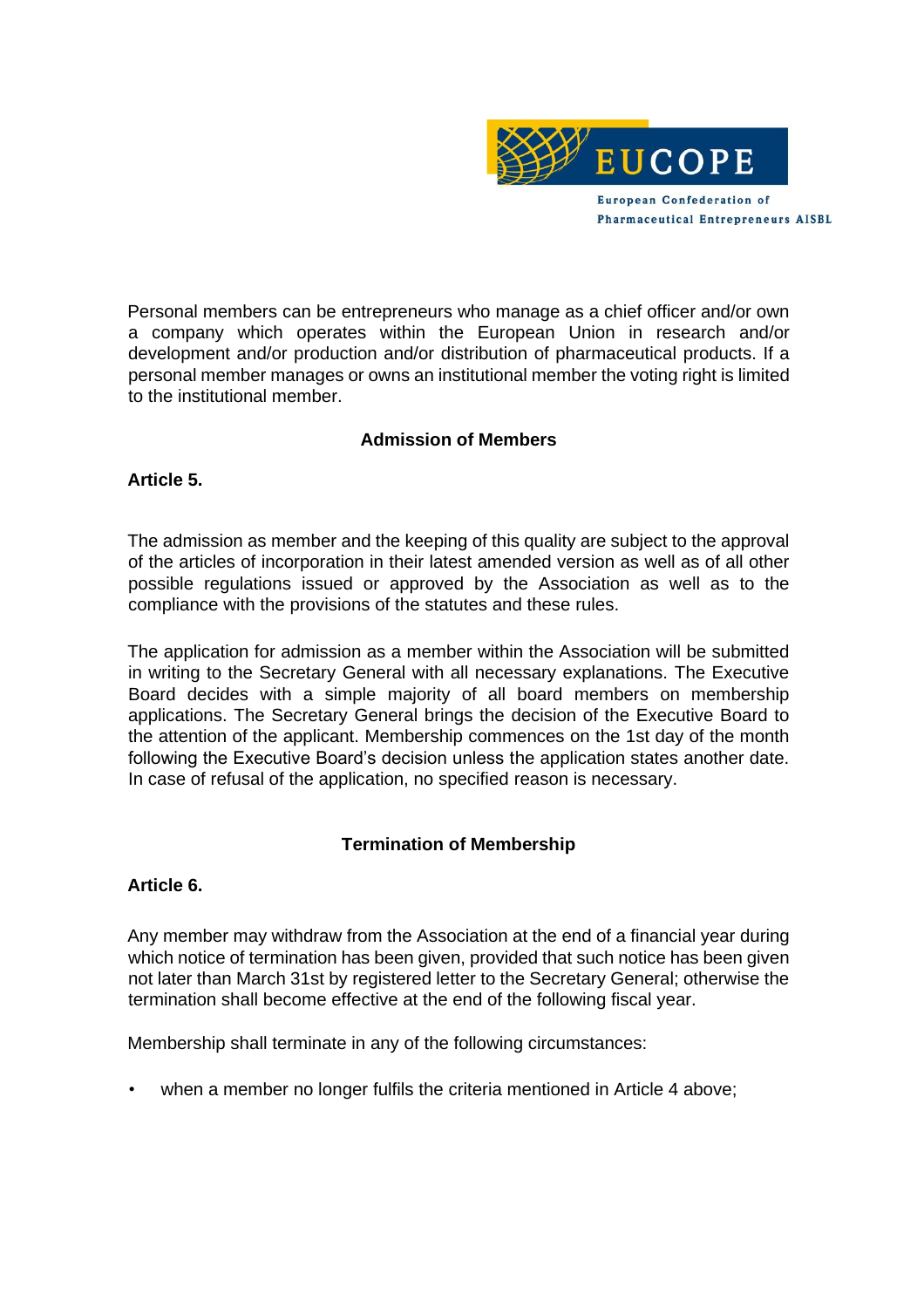Personal members can be entrepreneurs who manage as a chief officer and/or own a company which operates within the European Union in research and/or development and/or production and/or distribution of pharmaceutical products. If a personal member manages or owns an institutional member the voting right is limited to the institutional member.

### Admission of Members

**Article 5.**

The admission as member and the keeping of this quality are subject to the approval of the articles of incorporation in their latest amended version as well as of all other possible regulations issued or approved by the Association as well as to the compliance with the provisions of the statutes and these rules.

The application for admission as a member within the Association will be submitted in writing to the Secretary General with all necessary explanations. The Executive Board decides with a simple majority of all board members on membership applications. The Secretary General brings the decision of the Executive Board to the attention of the applicant. Membership commences on the 1st day of the month following the Executive Board's decision unless the application states another date. In case of refusal of the application, no specified reason is necessary.

### Termination of Membership

**Article 6.**

Any member may withdraw from the Association at the end of a financial year during which notice of termination has been given, provided that such notice has been given not later than March 31st by registered letter to the Secretary General; otherwise the termination shall become effective at the end of the following fiscal year.

Membership shall terminate in any of the following circumstances:

- when a member no longer fulfils the criteria mentioned in Article 4 above;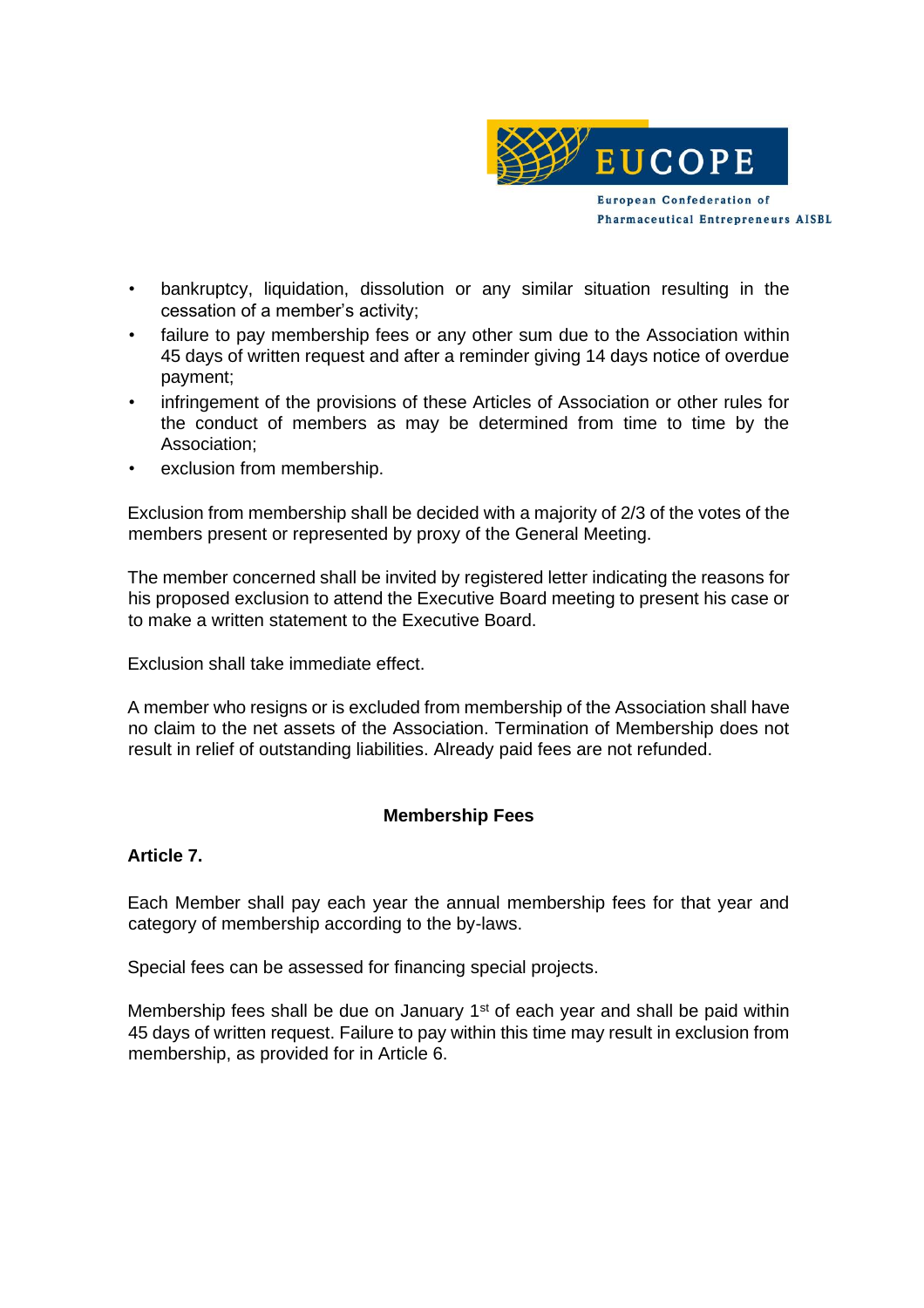- bankruptcy, liquidation, dissolution or any similar situation resulting in the cessation of a member's activity;
- failure to pay membership fees or any other sum due to the Association within 45 days of written request and after a reminder giving 14 days notice of overdue payment;
- infringement of the provisions of these Articles of Association or other rules for the conduct of members as may be determined from time to time by the Association;
- exclusion from membership.

Exclusion from membership shall be decided with a majority of 2/3 of the votes of the members present or represented by proxy of the General Meeting.

The member concerned shall be invited by registered letter indicating the reasons for his proposed exclusion to attend the Executive Board meeting to present his case or to make a written statement to the Executive Board.

Exclusion shall take immediate effect.

A member who resigns or is excluded from membership of the Association shall have no claim to the net assets of the Association. Termination of Membership does not result in relief of outstanding liabilities. Already paid fees are not refunded.

## Membership Fees

### Article 7.

Each Member shall pay each year the annual membership fees for that year and category of membership according to the by-laws.

Special fees can be assessed for financing special projects.

Membership fees shall be due on January 1st of each year and shall be paid within 45 days of written request. Failure to pay within this time may result in exclusion from membership, as provided for in Article 6.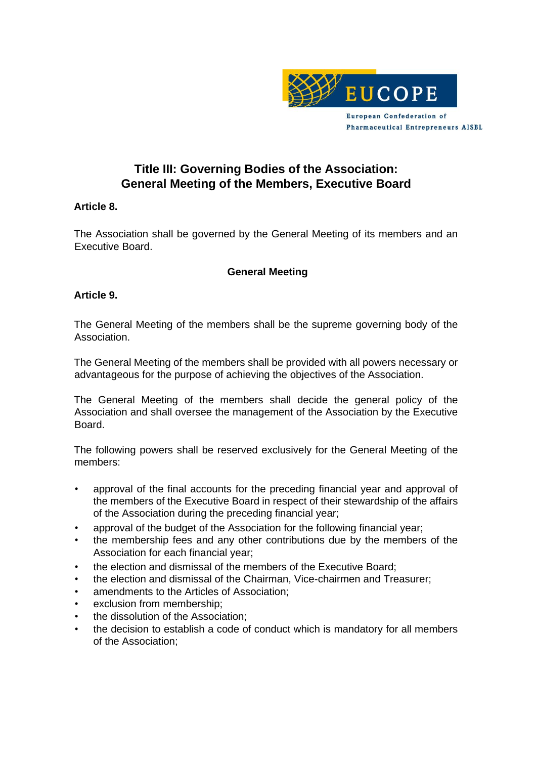# Title III: Governing Bodies of the Association: General Meeting of the Members, Executive Board

**Article 8.**

The Association shall be governed by the General Meeting of its members and an Executive Board.

## General Meeting

**Article 9.**

The General Meeting of the members shall be the supreme governing body of the Association.

The General Meeting of the members shall be provided with all powers necessary or advantageous for the purpose of achieving the objectives of the Association.

The General Meeting of the members shall decide the general policy of the Association and shall oversee the management of the Association by the Executive Board.

The following powers shall be reserved exclusively for the General Meeting of the members:

- approval of the final accounts for the preceding financial year and approval of the members of the Executive Board in respect of their stewardship of the affairs of the Association during the preceding financial year;
- approval of the budget of the Association for the following financial year;
- the membership fees and any other contributions due by the members of the Association for each financial year;
- the election and dismissal of the members of the Executive Board;
- the election and dismissal of the Chairman, Vice-chairmen and Treasurer;
- amendments to the Articles of Association;
- exclusion from membership;
- the dissolution of the Association;
- the decision to establish a code of conduct which is mandatory for all members of the Association;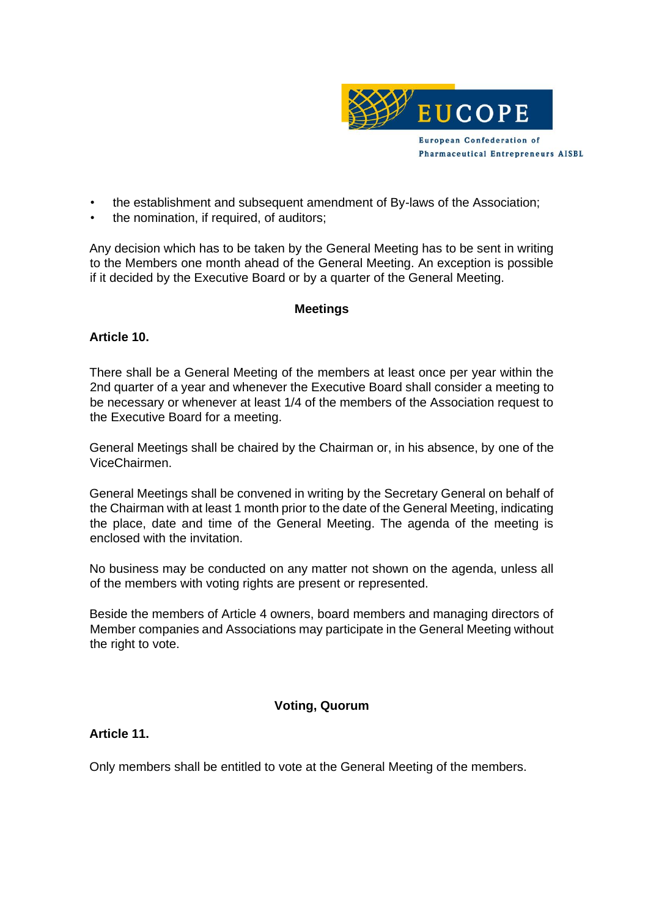- the establishment and subsequent amendment of By-laws of the Association;
- the nomination, if required, of auditors;

Any decision which has to be taken by the General Meeting has to be sent in writing to the Members one month ahead of the General Meeting. An exception is possible if it decided by the Executive Board or by a quarter of the General Meeting.

## Meetings

**Article 10.**

There shall be a General Meeting of the members at least once per year within the 2nd quarter of a year and whenever the Executive Board shall consider a meeting to be necessary or whenever at least 1/4 of the members of the Association request to the Executive Board for a meeting.

General Meetings shall be chaired by the Chairman or, in his absence, by one of the ViceChairmen.

General Meetings shall be convened in writing by the Secretary General on behalf of the Chairman with at least 1 month prior to the date of the General Meeting, indicating the place, date and time of the General Meeting. The agenda of the meeting is enclosed with the invitation.

No business may be conducted on any matter not shown on the agenda, unless all of the members with voting rights are present or represented.

Beside the members of Article 4 owners, board members and managing directors of Member companies and Associations may participate in the General Meeting without the right to vote.

## Voting, Quorum

**Article 11.**

Only members shall be entitled to vote at the General Meeting of the members.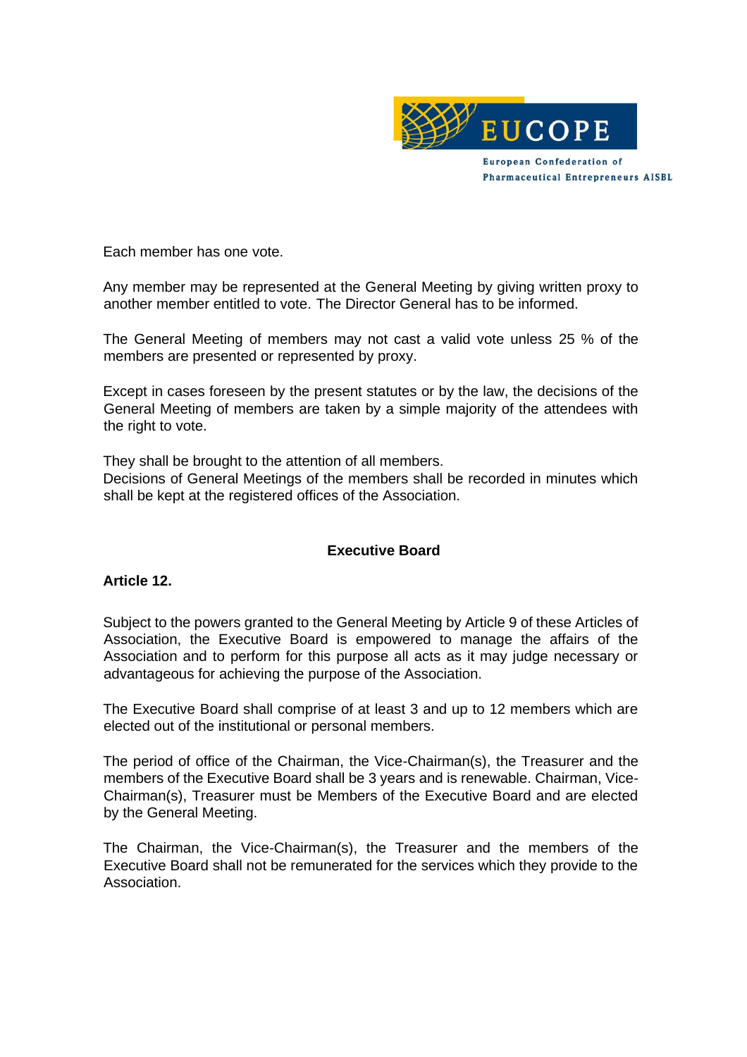Each member has one vote.

Any member may be represented at the General Meeting by giving written proxy to another member entitled to vote. The Director General has to be informed.

The General Meeting of members may not cast a valid vote unless 25 % of the members are presented or represented by proxy.

Except in cases foreseen by the present statutes or by the law, the decisions of the General Meeting of members are taken by a simple majority of the attendees with the right to vote.

They shall be brought to the attention of all members.
Decisions of General Meetings of the members shall be recorded in minutes which shall be kept at the registered offices of the Association.

## Executive Board

**Article 12.**

Subject to the powers granted to the General Meeting by Article 9 of these Articles of Association, the Executive Board is empowered to manage the affairs of the Association and to perform for this purpose all acts as it may judge necessary or advantageous for achieving the purpose of the Association.

The Executive Board shall comprise of at least 3 and up to 12 members which are elected out of the institutional or personal members.

The period of office of the Chairman, the Vice-Chairman(s), the Treasurer and the members of the Executive Board shall be 3 years and is renewable. Chairman, Vice-Chairman(s), Treasurer must be Members of the Executive Board and are elected by the General Meeting.

The Chairman, the Vice-Chairman(s), the Treasurer and the members of the Executive Board shall not be remunerated for the services which they provide to the Association.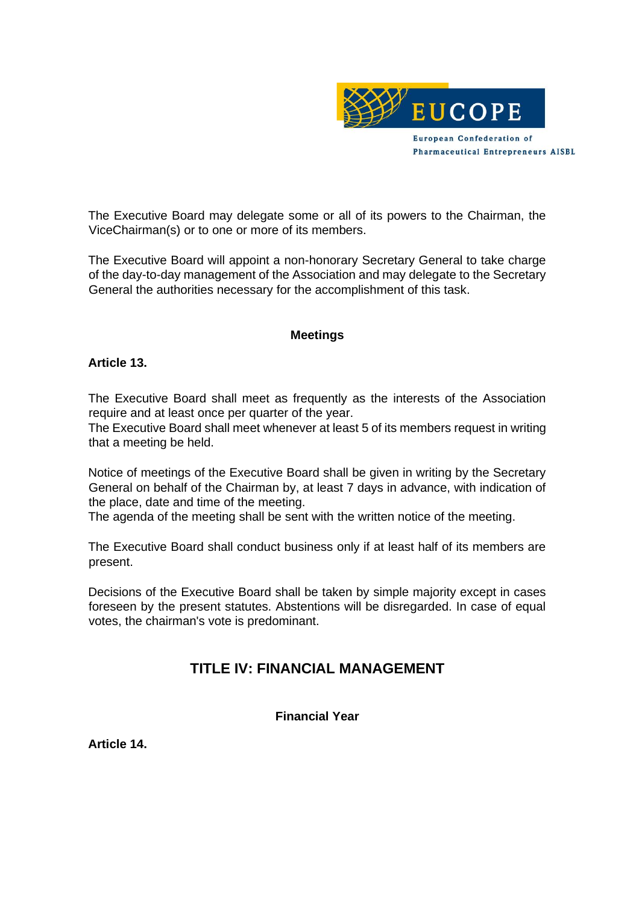The Executive Board may delegate some or all of its powers to the Chairman, the ViceChairman(s) or to one or more of its members.

The Executive Board will appoint a non-honorary Secretary General to take charge of the day-to-day management of the Association and may delegate to the Secretary General the authorities necessary for the accomplishment of this task.

### Meetings

**Article 13.**

The Executive Board shall meet as frequently as the interests of the Association require and at least once per quarter of the year.
The Executive Board shall meet whenever at least 5 of its members request in writing that a meeting be held.

Notice of meetings of the Executive Board shall be given in writing by the Secretary General on behalf of the Chairman by, at least 7 days in advance, with indication of the place, date and time of the meeting.
The agenda of the meeting shall be sent with the written notice of the meeting.

The Executive Board shall conduct business only if at least half of its members are present.

Decisions of the Executive Board shall be taken by simple majority except in cases foreseen by the present statutes. Abstentions will be disregarded. In case of equal votes, the chairman's vote is predominant.

## TITLE IV: FINANCIAL MANAGEMENT

### Financial Year

**Article 14.**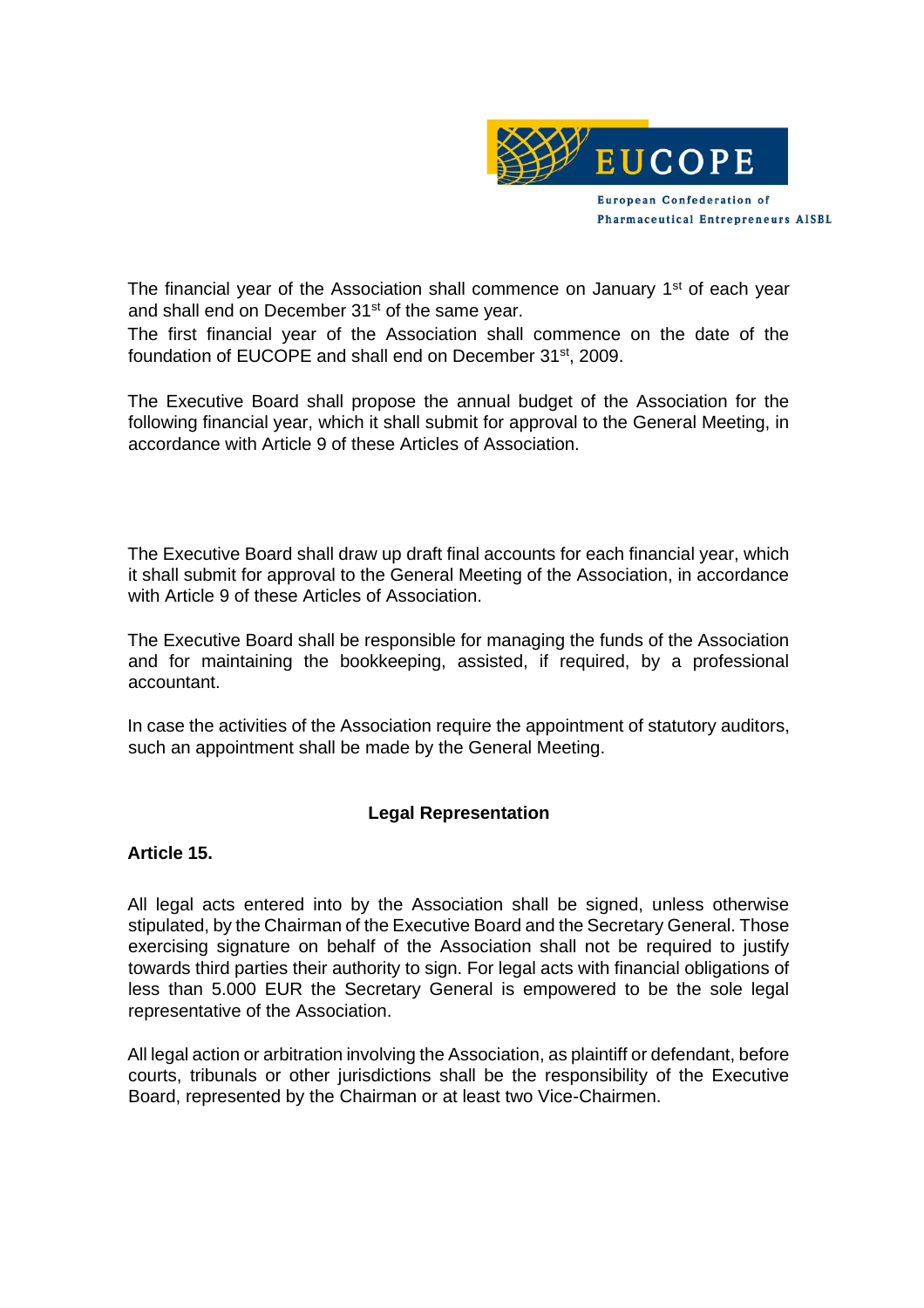The financial year of the Association shall commence on January 1st of each year and shall end on December 31st of the same year.
The first financial year of the Association shall commence on the date of the foundation of EUCOPE and shall end on December 31st, 2009.

The Executive Board shall propose the annual budget of the Association for the following financial year, which it shall submit for approval to the General Meeting, in accordance with Article 9 of these Articles of Association.

The Executive Board shall draw up draft final accounts for each financial year, which it shall submit for approval to the General Meeting of the Association, in accordance with Article 9 of these Articles of Association.

The Executive Board shall be responsible for managing the funds of the Association and for maintaining the bookkeeping, assisted, if required, by a professional accountant.

In case the activities of the Association require the appointment of statutory auditors, such an appointment shall be made by the General Meeting.

## Legal Representation

**Article 15.**

All legal acts entered into by the Association shall be signed, unless otherwise stipulated, by the Chairman of the Executive Board and the Secretary General. Those exercising signature on behalf of the Association shall not be required to justify towards third parties their authority to sign. For legal acts with financial obligations of less than 5.000 EUR the Secretary General is empowered to be the sole legal representative of the Association.

All legal action or arbitration involving the Association, as plaintiff or defendant, before courts, tribunals or other jurisdictions shall be the responsibility of the Executive Board, represented by the Chairman or at least two Vice-Chairmen.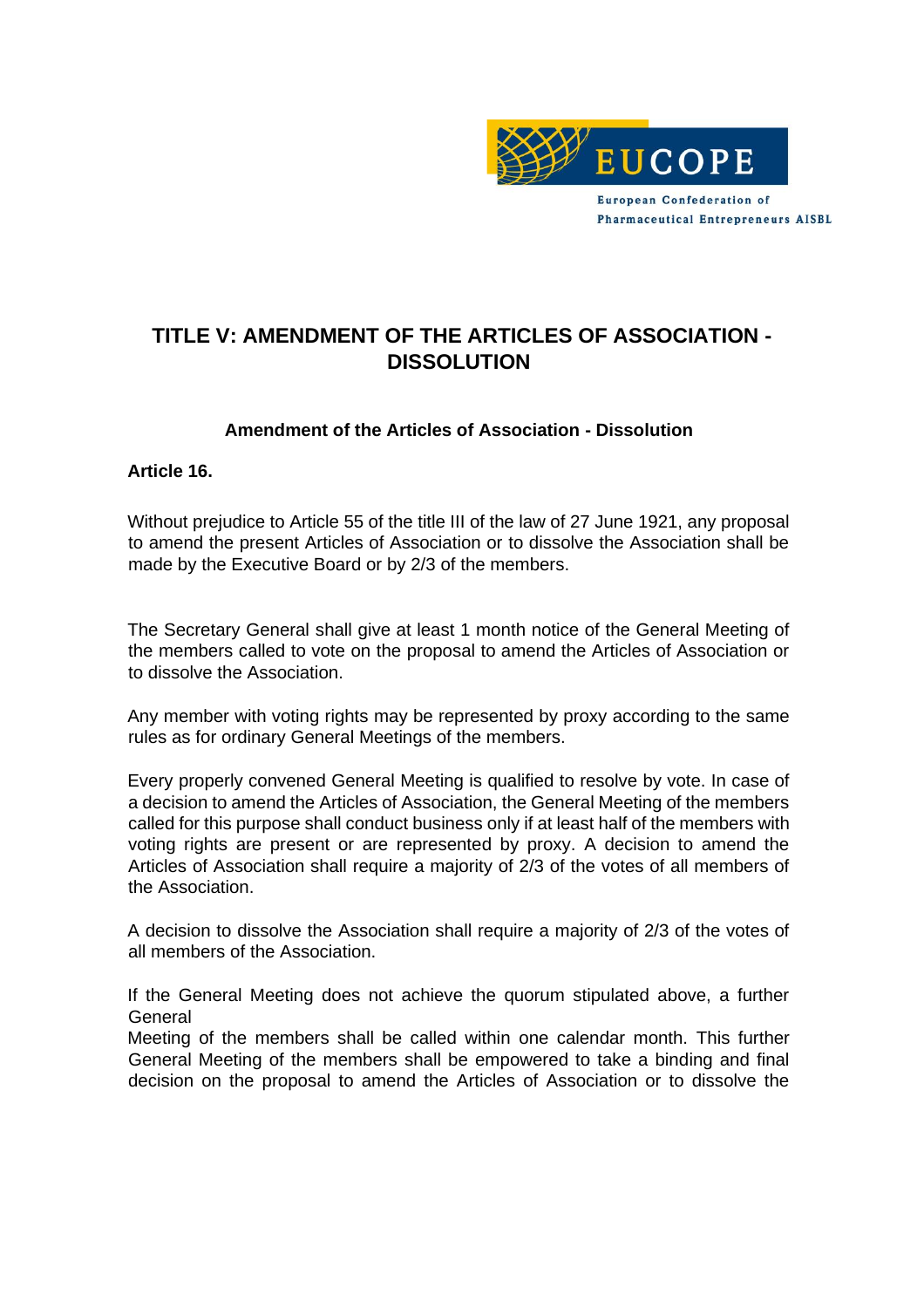## TITLE V: AMENDMENT OF THE ARTICLES OF ASSOCIATION - DISSOLUTION

### Amendment of the Articles of Association - Dissolution

**Article 16.**

Without prejudice to Article 55 of the title III of the law of 27 June 1921, any proposal to amend the present Articles of Association or to dissolve the Association shall be made by the Executive Board or by 2/3 of the members.

The Secretary General shall give at least 1 month notice of the General Meeting of the members called to vote on the proposal to amend the Articles of Association or to dissolve the Association.

Any member with voting rights may be represented by proxy according to the same rules as for ordinary General Meetings of the members.

Every properly convened General Meeting is qualified to resolve by vote. In case of a decision to amend the Articles of Association, the General Meeting of the members called for this purpose shall conduct business only if at least half of the members with voting rights are present or are represented by proxy. A decision to amend the Articles of Association shall require a majority of 2/3 of the votes of all members of the Association.

A decision to dissolve the Association shall require a majority of 2/3 of the votes of all members of the Association.

If the General Meeting does not achieve the quorum stipulated above, a further General Meeting of the members shall be called within one calendar month. This further General Meeting of the members shall be empowered to take a binding and final decision on the proposal to amend the Articles of Association or to dissolve the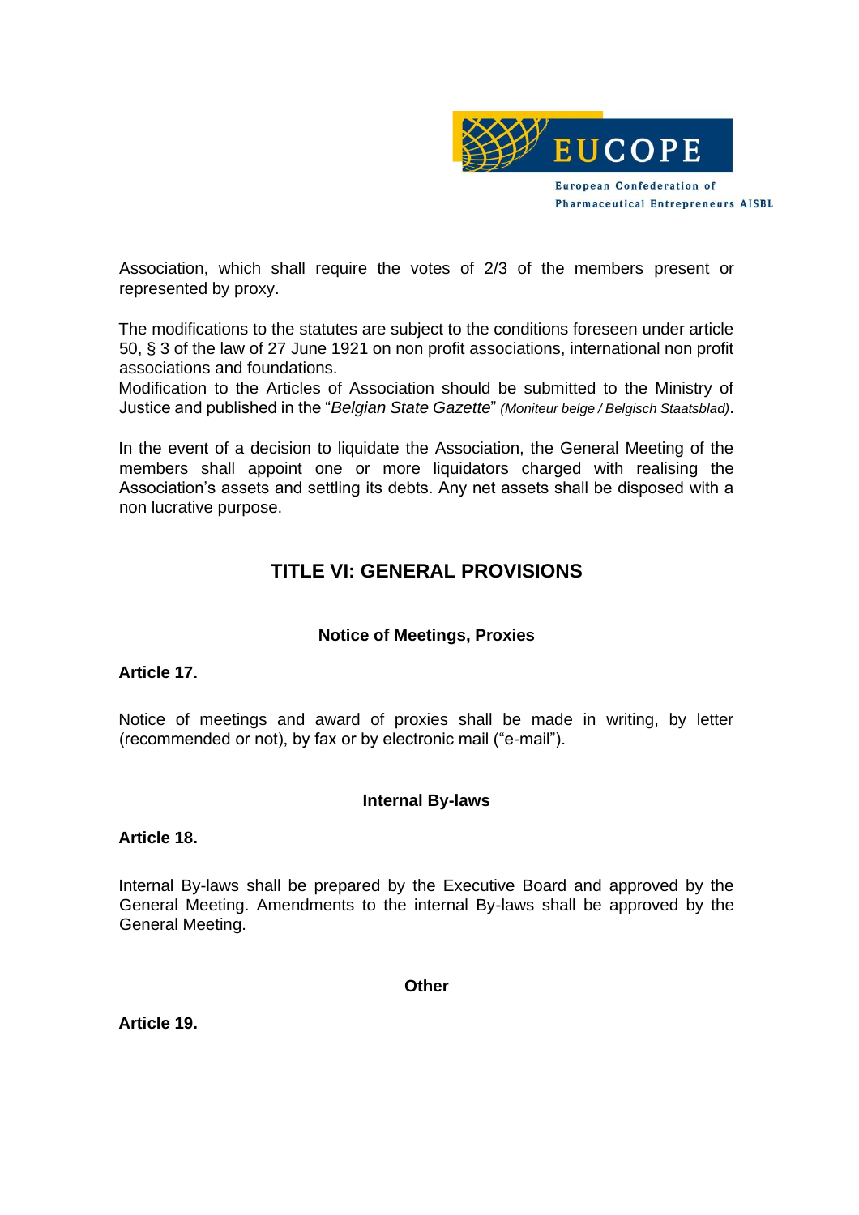Association, which shall require the votes of 2/3 of the members present or represented by proxy.

The modifications to the statutes are subject to the conditions foreseen under article 50, § 3 of the law of 27 June 1921 on non profit associations, international non profit associations and foundations.
Modification to the Articles of Association should be submitted to the Ministry of Justice and published in the "*Belgian State Gazette*" *(Moniteur belge / Belgisch Staatsblad)*.

In the event of a decision to liquidate the Association, the General Meeting of the members shall appoint one or more liquidators charged with realising the Association's assets and settling its debts. Any net assets shall be disposed with a non lucrative purpose.

## TITLE VI: GENERAL PROVISIONS

### Notice of Meetings, Proxies

**Article 17.**

Notice of meetings and award of proxies shall be made in writing, by letter (recommended or not), by fax or by electronic mail ("e-mail").

### Internal By-laws

**Article 18.**

Internal By-laws shall be prepared by the Executive Board and approved by the General Meeting. Amendments to the internal By-laws shall be approved by the General Meeting.

### Other

**Article 19.**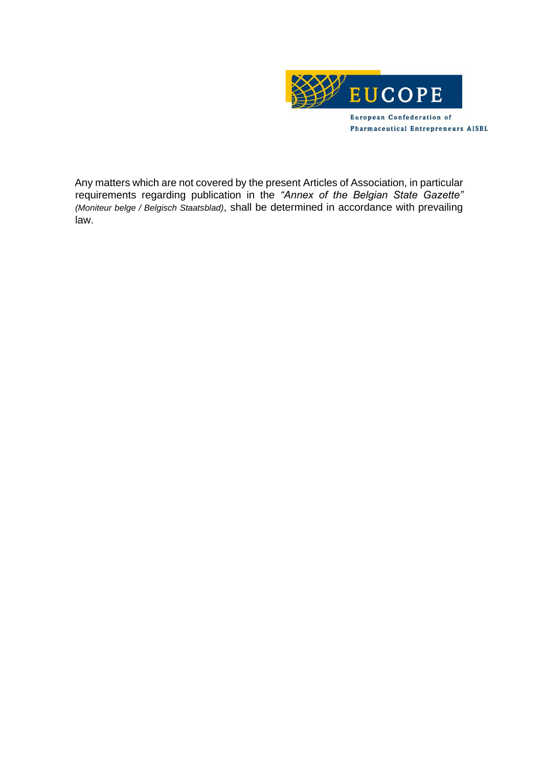Any matters which are not covered by the present Articles of Association, in particular requirements regarding publication in the *"Annex of the Belgian State Gazette" (Moniteur belge / Belgisch Staatsblad)*, shall be determined in accordance with prevailing law.